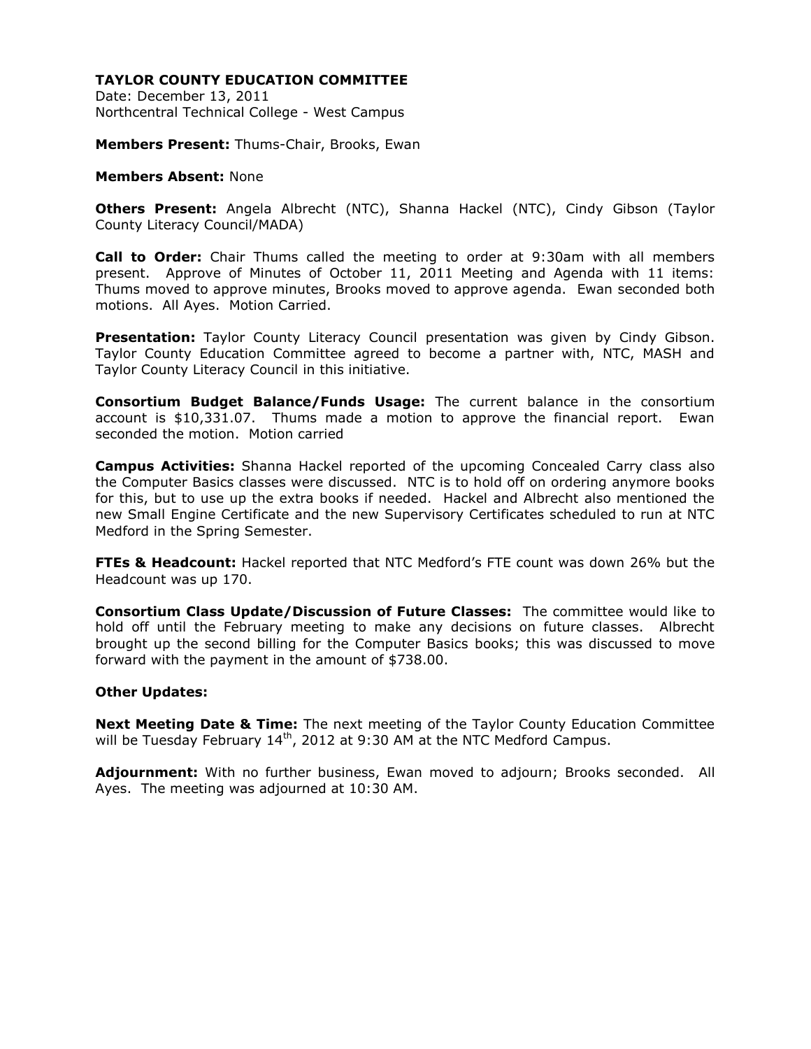**TAYLOR COUNTY EDUCATION COMMITTEE**
Date: December 13, 2011
Northcentral Technical College - West Campus

**Members Present:** Thums-Chair, Brooks, Ewan

**Members Absent:** None

**Others Present:** Angela Albrecht (NTC), Shanna Hackel (NTC), Cindy Gibson (Taylor County Literacy Council/MADA)

**Call to Order:** Chair Thums called the meeting to order at 9:30am with all members present. Approve of Minutes of October 11, 2011 Meeting and Agenda with 11 items: Thums moved to approve minutes, Brooks moved to approve agenda. Ewan seconded both motions. All Ayes. Motion Carried.

**Presentation:** Taylor County Literacy Council presentation was given by Cindy Gibson. Taylor County Education Committee agreed to become a partner with, NTC, MASH and Taylor County Literacy Council in this initiative.

**Consortium Budget Balance/Funds Usage:** The current balance in the consortium account is $10,331.07. Thums made a motion to approve the financial report. Ewan seconded the motion. Motion carried

**Campus Activities:** Shanna Hackel reported of the upcoming Concealed Carry class also the Computer Basics classes were discussed. NTC is to hold off on ordering anymore books for this, but to use up the extra books if needed. Hackel and Albrecht also mentioned the new Small Engine Certificate and the new Supervisory Certificates scheduled to run at NTC Medford in the Spring Semester.

**FTEs & Headcount:** Hackel reported that NTC Medford's FTE count was down 26% but the Headcount was up 170.

**Consortium Class Update/Discussion of Future Classes:** The committee would like to hold off until the February meeting to make any decisions on future classes. Albrecht brought up the second billing for the Computer Basics books; this was discussed to move forward with the payment in the amount of $738.00.

**Other Updates:**

**Next Meeting Date & Time:** The next meeting of the Taylor County Education Committee will be Tuesday February 14th, 2012 at 9:30 AM at the NTC Medford Campus.

**Adjournment:** With no further business, Ewan moved to adjourn; Brooks seconded. All Ayes. The meeting was adjourned at 10:30 AM.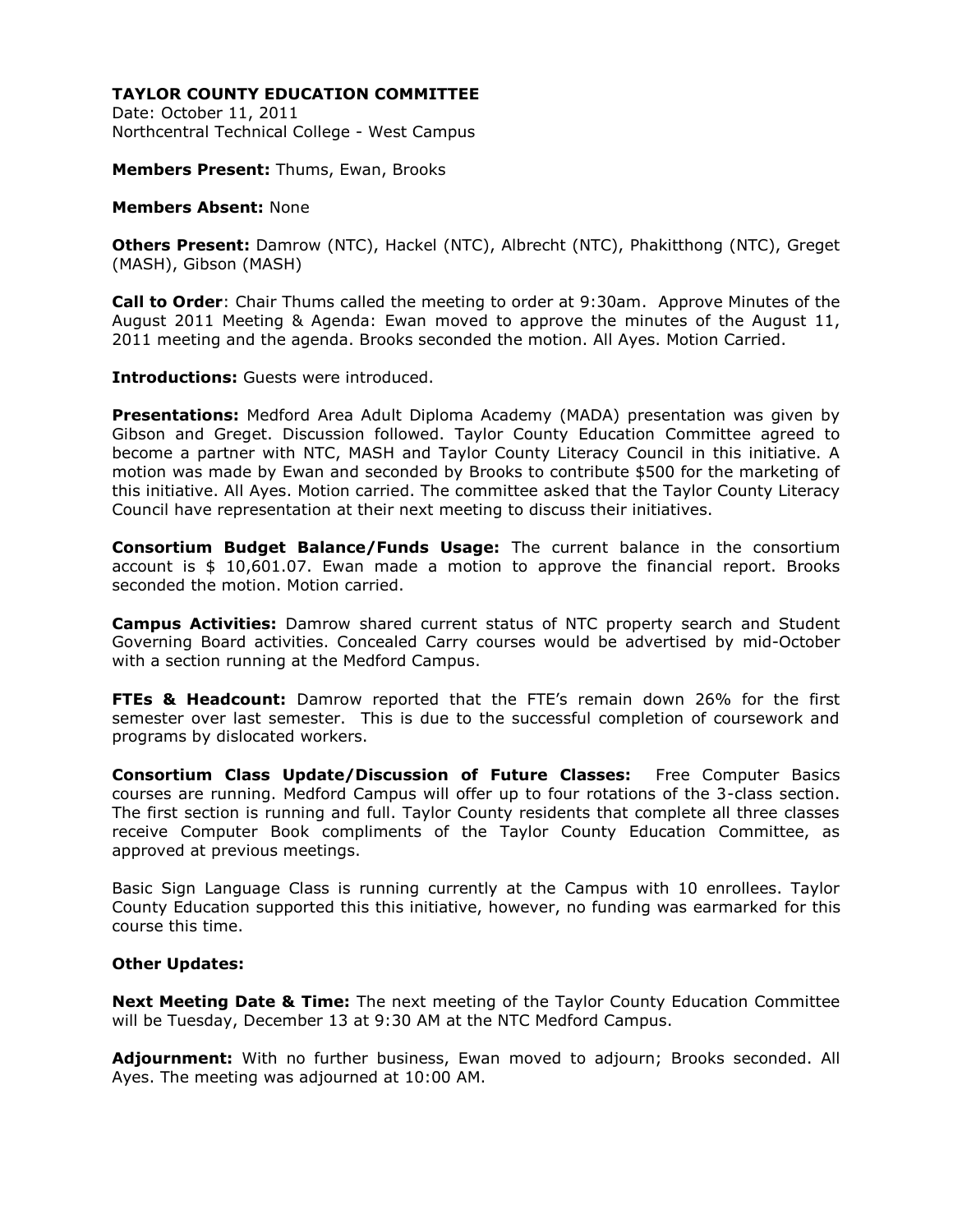**TAYLOR COUNTY EDUCATION COMMITTEE**
Date: October 11, 2011
Northcentral Technical College - West Campus

**Members Present:** Thums, Ewan, Brooks

**Members Absent:** None

**Others Present:** Damrow (NTC), Hackel (NTC), Albrecht (NTC), Phakitthong (NTC), Greget (MASH), Gibson (MASH)

**Call to Order**: Chair Thums called the meeting to order at 9:30am. Approve Minutes of the August 2011 Meeting & Agenda: Ewan moved to approve the minutes of the August 11, 2011 meeting and the agenda. Brooks seconded the motion. All Ayes. Motion Carried.

**Introductions:** Guests were introduced.

**Presentations:** Medford Area Adult Diploma Academy (MADA) presentation was given by Gibson and Greget. Discussion followed. Taylor County Education Committee agreed to become a partner with NTC, MASH and Taylor County Literacy Council in this initiative. A motion was made by Ewan and seconded by Brooks to contribute $500 for the marketing of this initiative. All Ayes. Motion carried. The committee asked that the Taylor County Literacy Council have representation at their next meeting to discuss their initiatives.

**Consortium Budget Balance/Funds Usage:** The current balance in the consortium account is $ 10,601.07. Ewan made a motion to approve the financial report. Brooks seconded the motion. Motion carried.

**Campus Activities:** Damrow shared current status of NTC property search and Student Governing Board activities. Concealed Carry courses would be advertised by mid-October with a section running at the Medford Campus.

**FTEs & Headcount:** Damrow reported that the FTE's remain down 26% for the first semester over last semester. This is due to the successful completion of coursework and programs by dislocated workers.

**Consortium Class Update/Discussion of Future Classes:** Free Computer Basics courses are running. Medford Campus will offer up to four rotations of the 3-class section. The first section is running and full. Taylor County residents that complete all three classes receive Computer Book compliments of the Taylor County Education Committee, as approved at previous meetings.

Basic Sign Language Class is running currently at the Campus with 10 enrollees. Taylor County Education supported this this initiative, however, no funding was earmarked for this course this time.

**Other Updates:**

**Next Meeting Date & Time:** The next meeting of the Taylor County Education Committee will be Tuesday, December 13 at 9:30 AM at the NTC Medford Campus.

**Adjournment:** With no further business, Ewan moved to adjourn; Brooks seconded. All Ayes. The meeting was adjourned at 10:00 AM.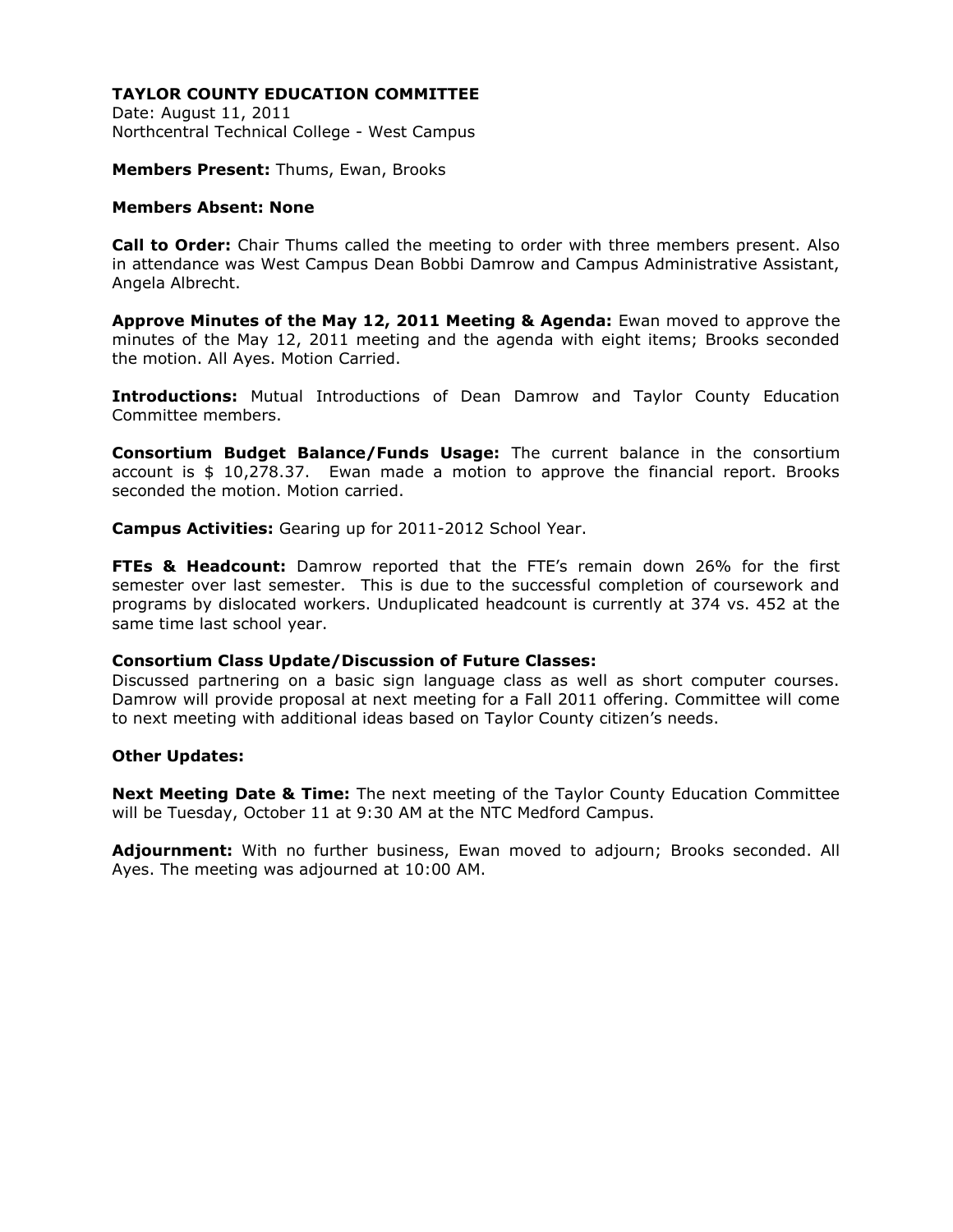# TAYLOR COUNTY EDUCATION COMMITTEE

Date: August 11, 2011
Northcentral Technical College - West Campus

**Members Present:** Thums, Ewan, Brooks

**Members Absent: None**

**Call to Order:** Chair Thums called the meeting to order with three members present. Also in attendance was West Campus Dean Bobbi Damrow and Campus Administrative Assistant, Angela Albrecht.

**Approve Minutes of the May 12, 2011 Meeting & Agenda:** Ewan moved to approve the minutes of the May 12, 2011 meeting and the agenda with eight items; Brooks seconded the motion. All Ayes. Motion Carried.

**Introductions:** Mutual Introductions of Dean Damrow and Taylor County Education Committee members.

**Consortium Budget Balance/Funds Usage:** The current balance in the consortium account is $ 10,278.37. Ewan made a motion to approve the financial report. Brooks seconded the motion. Motion carried.

**Campus Activities:** Gearing up for 2011-2012 School Year.

**FTEs & Headcount:** Damrow reported that the FTE's remain down 26% for the first semester over last semester. This is due to the successful completion of coursework and programs by dislocated workers. Unduplicated headcount is currently at 374 vs. 452 at the same time last school year.

**Consortium Class Update/Discussion of Future Classes:**
Discussed partnering on a basic sign language class as well as short computer courses. Damrow will provide proposal at next meeting for a Fall 2011 offering. Committee will come to next meeting with additional ideas based on Taylor County citizen's needs.

**Other Updates:**

**Next Meeting Date & Time:** The next meeting of the Taylor County Education Committee will be Tuesday, October 11 at 9:30 AM at the NTC Medford Campus.

**Adjournment:** With no further business, Ewan moved to adjourn; Brooks seconded. All Ayes. The meeting was adjourned at 10:00 AM.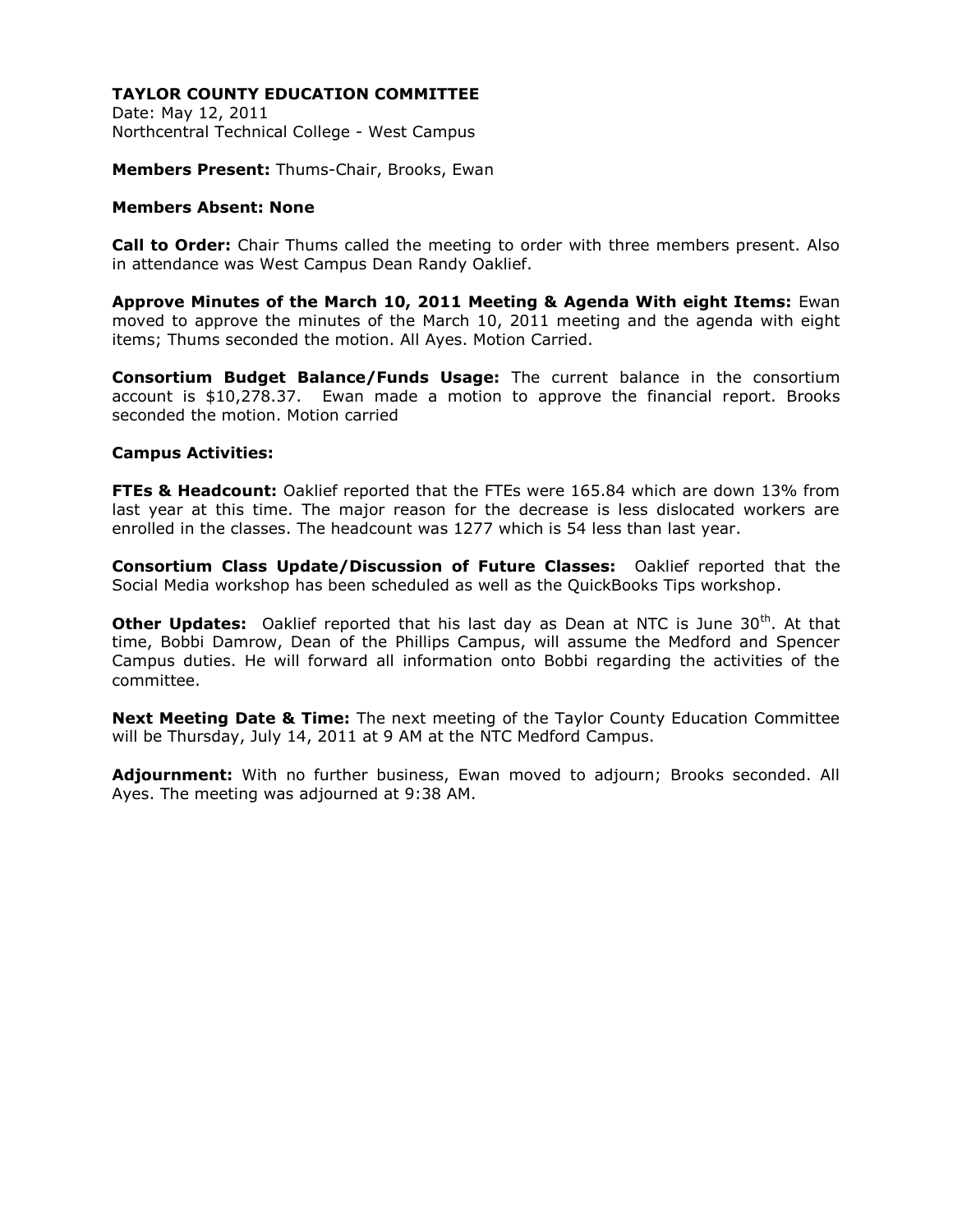**TAYLOR COUNTY EDUCATION COMMITTEE**
Date: May 12, 2011
Northcentral Technical College - West Campus

**Members Present:** Thums-Chair, Brooks, Ewan

**Members Absent: None**

**Call to Order:** Chair Thums called the meeting to order with three members present. Also in attendance was West Campus Dean Randy Oaklief.

**Approve Minutes of the March 10, 2011 Meeting & Agenda With eight Items:** Ewan moved to approve the minutes of the March 10, 2011 meeting and the agenda with eight items; Thums seconded the motion. All Ayes. Motion Carried.

**Consortium Budget Balance/Funds Usage:** The current balance in the consortium account is $10,278.37. Ewan made a motion to approve the financial report. Brooks seconded the motion. Motion carried

**Campus Activities:**

**FTEs & Headcount:** Oaklief reported that the FTEs were 165.84 which are down 13% from last year at this time. The major reason for the decrease is less dislocated workers are enrolled in the classes. The headcount was 1277 which is 54 less than last year.

**Consortium Class Update/Discussion of Future Classes:** Oaklief reported that the Social Media workshop has been scheduled as well as the QuickBooks Tips workshop.

**Other Updates:** Oaklief reported that his last day as Dean at NTC is June 30th. At that time, Bobbi Damrow, Dean of the Phillips Campus, will assume the Medford and Spencer Campus duties. He will forward all information onto Bobbi regarding the activities of the committee.

**Next Meeting Date & Time:** The next meeting of the Taylor County Education Committee will be Thursday, July 14, 2011 at 9 AM at the NTC Medford Campus.

**Adjournment:** With no further business, Ewan moved to adjourn; Brooks seconded. All Ayes. The meeting was adjourned at 9:38 AM.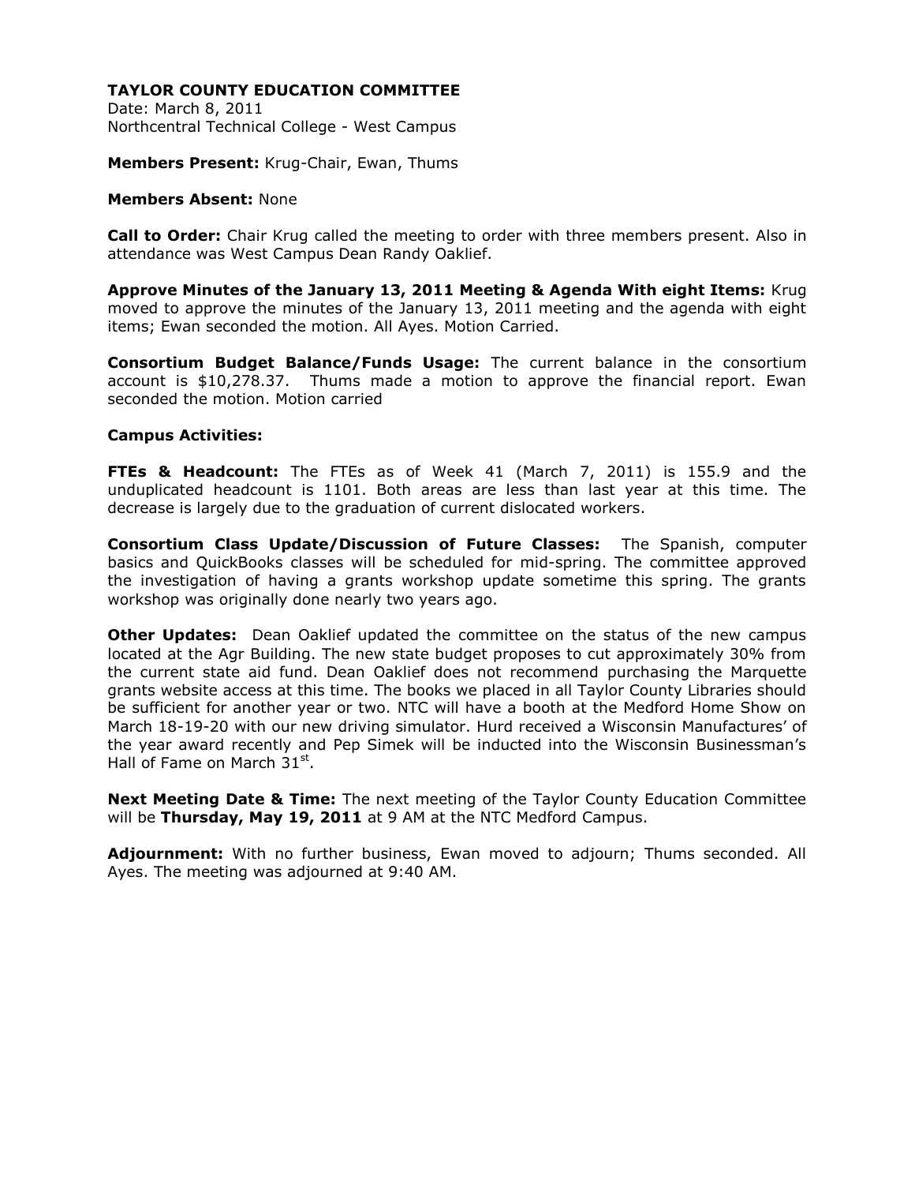**TAYLOR COUNTY EDUCATION COMMITTEE**
Date: March 8, 2011
Northcentral Technical College - West Campus

**Members Present:** Krug-Chair, Ewan, Thums

**Members Absent:** None

**Call to Order:** Chair Krug called the meeting to order with three members present. Also in attendance was West Campus Dean Randy Oaklief.

**Approve Minutes of the January 13, 2011 Meeting & Agenda With eight Items:** Krug moved to approve the minutes of the January 13, 2011 meeting and the agenda with eight items; Ewan seconded the motion. All Ayes. Motion Carried.

**Consortium Budget Balance/Funds Usage:** The current balance in the consortium account is $10,278.37. Thums made a motion to approve the financial report. Ewan seconded the motion. Motion carried

**Campus Activities:**

**FTEs & Headcount:** The FTEs as of Week 41 (March 7, 2011) is 155.9 and the unduplicated headcount is 1101. Both areas are less than last year at this time. The decrease is largely due to the graduation of current dislocated workers.

**Consortium Class Update/Discussion of Future Classes:** The Spanish, computer basics and QuickBooks classes will be scheduled for mid-spring. The committee approved the investigation of having a grants workshop update sometime this spring. The grants workshop was originally done nearly two years ago.

**Other Updates:** Dean Oaklief updated the committee on the status of the new campus located at the Agr Building. The new state budget proposes to cut approximately 30% from the current state aid fund. Dean Oaklief does not recommend purchasing the Marquette grants website access at this time. The books we placed in all Taylor County Libraries should be sufficient for another year or two. NTC will have a booth at the Medford Home Show on March 18-19-20 with our new driving simulator. Hurd received a Wisconsin Manufactures' of the year award recently and Pep Simek will be inducted into the Wisconsin Businessman's Hall of Fame on March 31st.

**Next Meeting Date & Time:** The next meeting of the Taylor County Education Committee will be **Thursday, May 19, 2011** at 9 AM at the NTC Medford Campus.

**Adjournment:** With no further business, Ewan moved to adjourn; Thums seconded. All Ayes. The meeting was adjourned at 9:40 AM.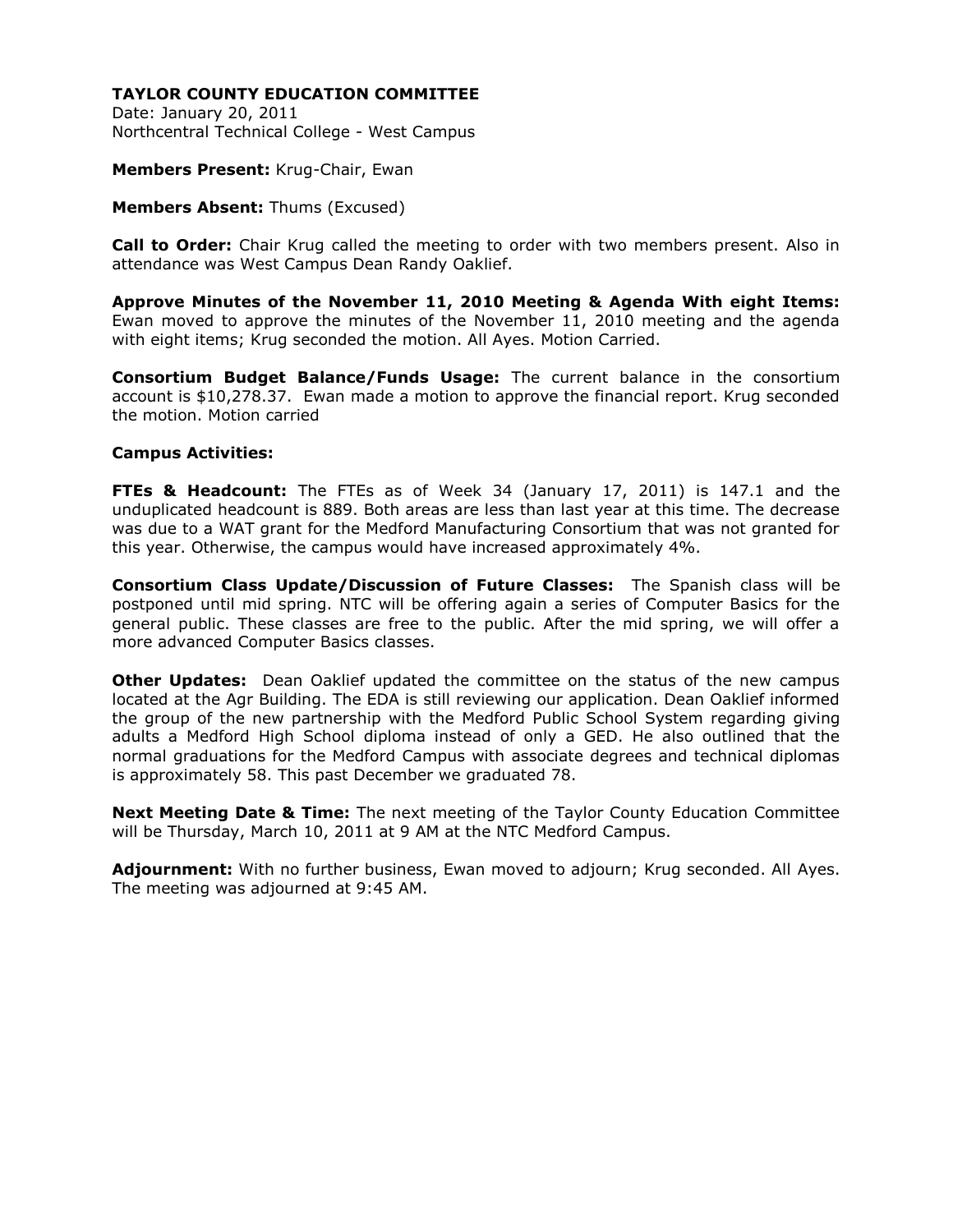**TAYLOR COUNTY EDUCATION COMMITTEE**

Date: January 20, 2011

Northcentral Technical College - West Campus

**Members Present:** Krug-Chair, Ewan

**Members Absent:** Thums (Excused)

**Call to Order:** Chair Krug called the meeting to order with two members present. Also in attendance was West Campus Dean Randy Oaklief.

**Approve Minutes of the November 11, 2010 Meeting & Agenda With eight Items:** Ewan moved to approve the minutes of the November 11, 2010 meeting and the agenda with eight items; Krug seconded the motion. All Ayes. Motion Carried.

**Consortium Budget Balance/Funds Usage:** The current balance in the consortium account is $10,278.37. Ewan made a motion to approve the financial report. Krug seconded the motion. Motion carried

**Campus Activities:**

**FTEs & Headcount:** The FTEs as of Week 34 (January 17, 2011) is 147.1 and the unduplicated headcount is 889. Both areas are less than last year at this time. The decrease was due to a WAT grant for the Medford Manufacturing Consortium that was not granted for this year. Otherwise, the campus would have increased approximately 4%.

**Consortium Class Update/Discussion of Future Classes:** The Spanish class will be postponed until mid spring. NTC will be offering again a series of Computer Basics for the general public. These classes are free to the public. After the mid spring, we will offer a more advanced Computer Basics classes.

**Other Updates:** Dean Oaklief updated the committee on the status of the new campus located at the Agr Building. The EDA is still reviewing our application. Dean Oaklief informed the group of the new partnership with the Medford Public School System regarding giving adults a Medford High School diploma instead of only a GED. He also outlined that the normal graduations for the Medford Campus with associate degrees and technical diplomas is approximately 58. This past December we graduated 78.

**Next Meeting Date & Time:** The next meeting of the Taylor County Education Committee will be Thursday, March 10, 2011 at 9 AM at the NTC Medford Campus.

**Adjournment:** With no further business, Ewan moved to adjourn; Krug seconded. All Ayes. The meeting was adjourned at 9:45 AM.